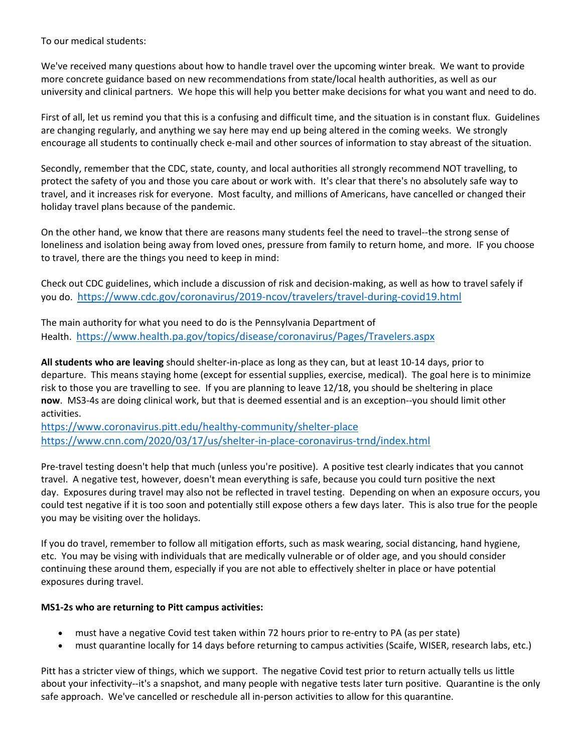To our medical students:

We've received many questions about how to handle travel over the upcoming winter break. We want to provide more concrete guidance based on new recommendations from state/local health authorities, as well as our university and clinical partners. We hope this will help you better make decisions for what you want and need to do.

First of all, let us remind you that this is a confusing and difficult time, and the situation is in constant flux. Guidelines are changing regularly, and anything we say here may end up being altered in the coming weeks. We strongly encourage all students to continually check e-mail and other sources of information to stay abreast of the situation.

Secondly, remember that the CDC, state, county, and local authorities all strongly recommend NOT travelling, to protect the safety of you and those you care about or work with. It's clear that there's no absolutely safe way to travel, and it increases risk for everyone. Most faculty, and millions of Americans, have cancelled or changed their holiday travel plans because of the pandemic.

On the other hand, we know that there are reasons many students feel the need to travel--the strong sense of loneliness and isolation being away from loved ones, pressure from family to return home, and more. IF you choose to travel, there are the things you need to keep in mind:

Check out CDC guidelines, which include a discussion of risk and decision-making, as well as how to travel safely if you do. https://www.cdc.gov/coronavirus/2019-ncov/travelers/travel-during-covid19.html

The main authority for what you need to do is the Pennsylvania Department of Health. https://www.health.pa.gov/topics/disease/coronavirus/Pages/Travelers.aspx

**All students who are leaving** should shelter-in-place as long as they can, but at least 10-14 days, prior to departure. This means staying home (except for essential supplies, exercise, medical). The goal here is to minimize risk to those you are travelling to see. If you are planning to leave 12/18, you should be sheltering in place **now**. MS3-4s are doing clinical work, but that is deemed essential and is an exception--you should limit other activities.
https://www.coronavirus.pitt.edu/healthy-community/shelter-place
https://www.cnn.com/2020/03/17/us/shelter-in-place-coronavirus-trnd/index.html

Pre-travel testing doesn't help that much (unless you're positive). A positive test clearly indicates that you cannot travel. A negative test, however, doesn't mean everything is safe, because you could turn positive the next day. Exposures during travel may also not be reflected in travel testing. Depending on when an exposure occurs, you could test negative if it is too soon and potentially still expose others a few days later. This is also true for the people you may be visiting over the holidays.

If you do travel, remember to follow all mitigation efforts, such as mask wearing, social distancing, hand hygiene, etc. You may be vising with individuals that are medically vulnerable or of older age, and you should consider continuing these around them, especially if you are not able to effectively shelter in place or have potential exposures during travel.

**MS1-2s who are returning to Pitt campus activities:**

- must have a negative Covid test taken within 72 hours prior to re-entry to PA (as per state)
- must quarantine locally for 14 days before returning to campus activities (Scaife, WISER, research labs, etc.)

Pitt has a stricter view of things, which we support. The negative Covid test prior to return actually tells us little about your infectivity--it's a snapshot, and many people with negative tests later turn positive. Quarantine is the only safe approach. We've cancelled or reschedule all in-person activities to allow for this quarantine.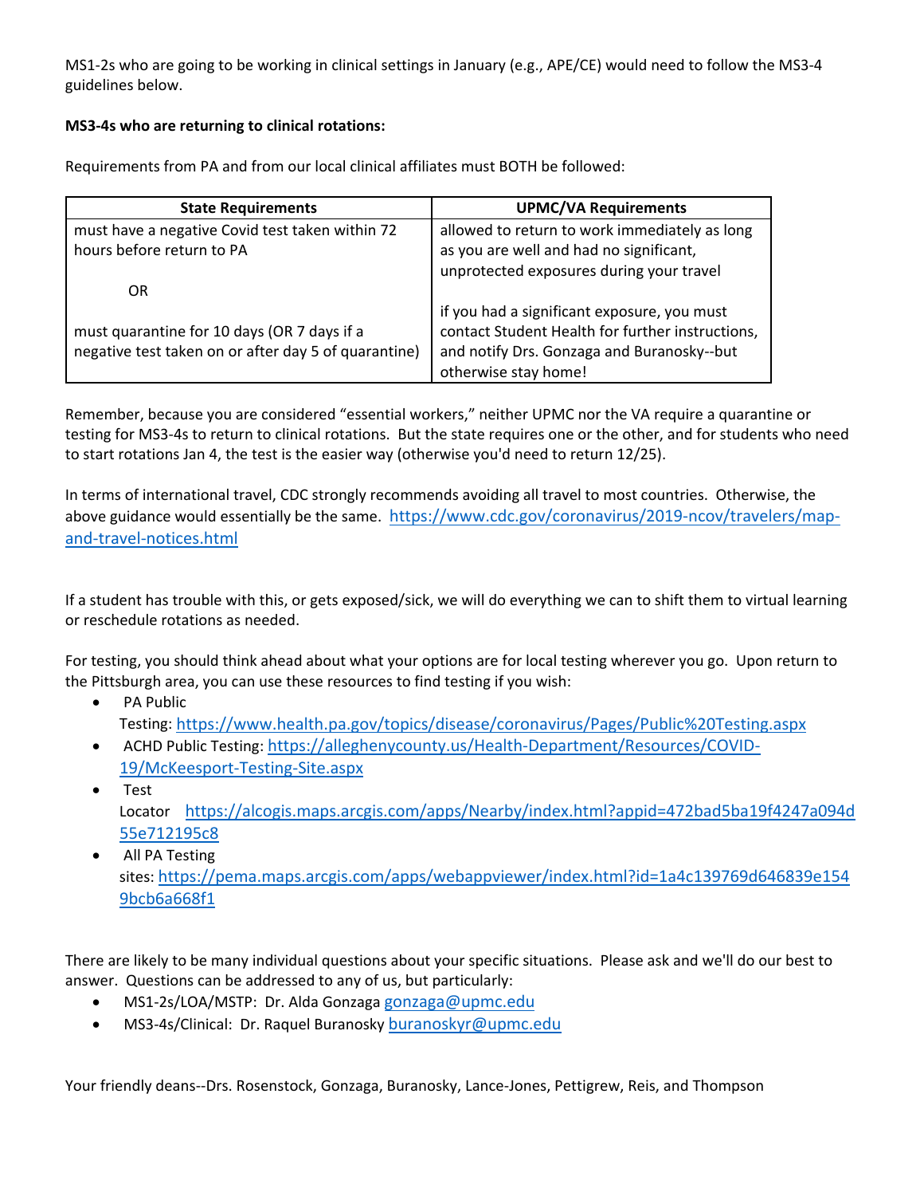MS1-2s who are going to be working in clinical settings in January (e.g., APE/CE) would need to follow the MS3-4 guidelines below.

**MS3-4s who are returning to clinical rotations:**

Requirements from PA and from our local clinical affiliates must BOTH be followed:

| State Requirements | UPMC/VA Requirements |
| --- | --- |
| must have a negative Covid test taken within 72 hours before return to PA<br><br>OR<br><br>must quarantine for 10 days (OR 7 days if a negative test taken on or after day 5 of quarantine) | allowed to return to work immediately as long as you are well and had no significant, unprotected exposures during your travel<br><br>if you had a significant exposure, you must contact Student Health for further instructions, and notify Drs. Gonzaga and Buranosky--but otherwise stay home! |

Remember, because you are considered "essential workers," neither UPMC nor the VA require a quarantine or testing for MS3-4s to return to clinical rotations. But the state requires one or the other, and for students who need to start rotations Jan 4, the test is the easier way (otherwise you'd need to return 12/25).

In terms of international travel, CDC strongly recommends avoiding all travel to most countries. Otherwise, the above guidance would essentially be the same. https://www.cdc.gov/coronavirus/2019-ncov/travelers/map-and-travel-notices.html

If a student has trouble with this, or gets exposed/sick, we will do everything we can to shift them to virtual learning or reschedule rotations as needed.

For testing, you should think ahead about what your options are for local testing wherever you go. Upon return to the Pittsburgh area, you can use these resources to find testing if you wish:

- PA Public Testing: https://www.health.pa.gov/topics/disease/coronavirus/Pages/Public%20Testing.aspx
- ACHD Public Testing: https://alleghenycounty.us/Health-Department/Resources/COVID-19/McKeesport-Testing-Site.aspx
- Test Locator https://alcogis.maps.arcgis.com/apps/Nearby/index.html?appid=472bad5ba19f4247a094d55e712195c8
- All PA Testing sites: https://pema.maps.arcgis.com/apps/webappviewer/index.html?id=1a4c139769d646839e1549bcb6a668f1

There are likely to be many individual questions about your specific situations. Please ask and we'll do our best to answer. Questions can be addressed to any of us, but particularly:

- MS1-2s/LOA/MSTP: Dr. Alda Gonzaga gonzaga@upmc.edu
- MS3-4s/Clinical: Dr. Raquel Buranosky buranoskyr@upmc.edu

Your friendly deans--Drs. Rosenstock, Gonzaga, Buranosky, Lance-Jones, Pettigrew, Reis, and Thompson